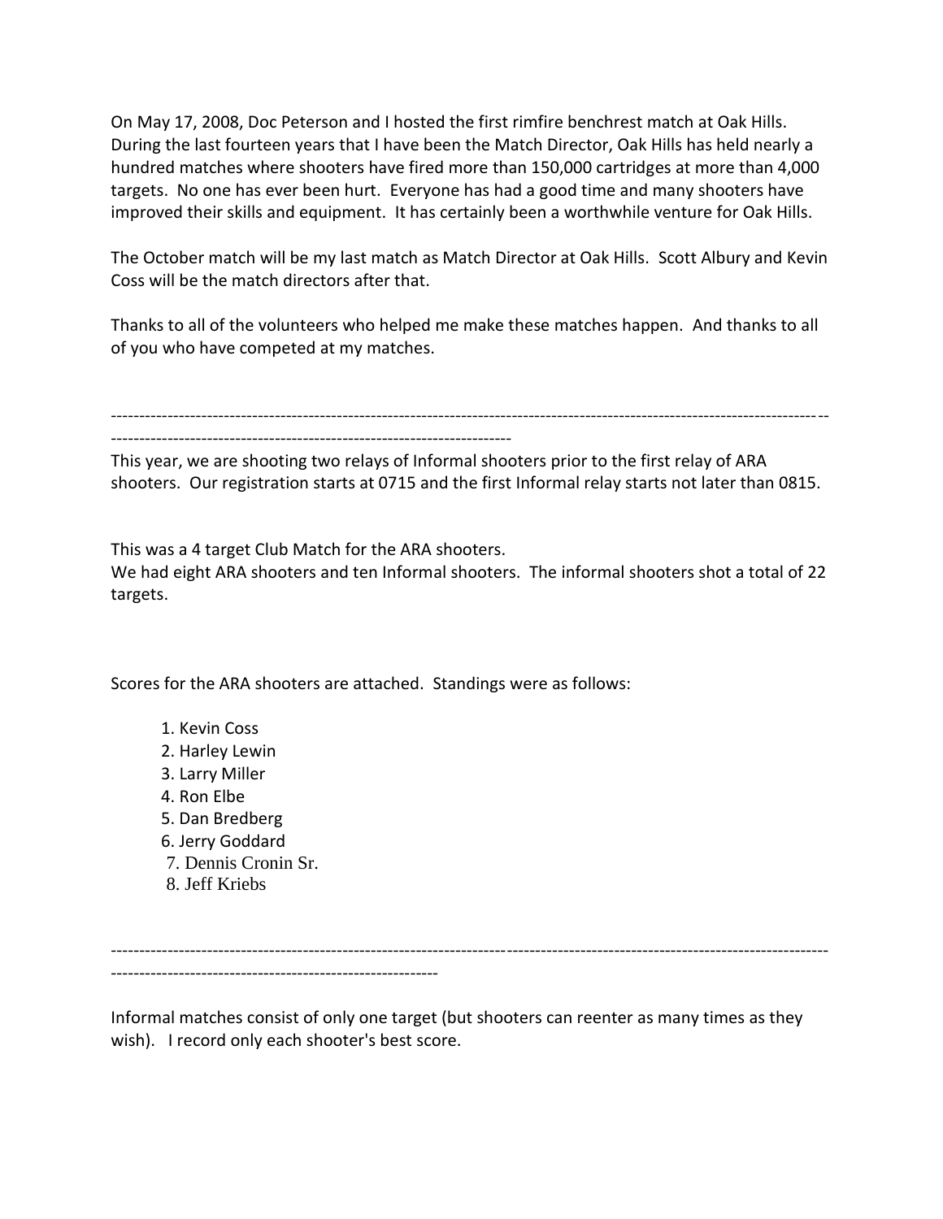On May 17, 2008, Doc Peterson and I hosted the first rimfire benchrest match at Oak Hills. During the last fourteen years that I have been the Match Director, Oak Hills has held nearly a hundred matches where shooters have fired more than 150,000 cartridges at more than 4,000 targets. No one has ever been hurt. Everyone has had a good time and many shooters have improved their skills and equipment. It has certainly been a worthwhile venture for Oak Hills.

The October match will be my last match as Match Director at Oak Hills. Scott Albury and Kevin Coss will be the match directors after that.

Thanks to all of the volunteers who helped me make these matches happen. And thanks to all of you who have competed at my matches.

---

This year, we are shooting two relays of Informal shooters prior to the first relay of ARA shooters. Our registration starts at 0715 and the first Informal relay starts not later than 0815.

This was a 4 target Club Match for the ARA shooters.
We had eight ARA shooters and ten Informal shooters. The informal shooters shot a total of 22 targets.

Scores for the ARA shooters are attached. Standings were as follows:

1. Kevin Coss
2. Harley Lewin
3. Larry Miller
4. Ron Elbe
5. Dan Bredberg
6. Jerry Goddard
7. Dennis Cronin Sr.
8. Jeff Kriebs

---

Informal matches consist of only one target (but shooters can reenter as many times as they wish). I record only each shooter's best score.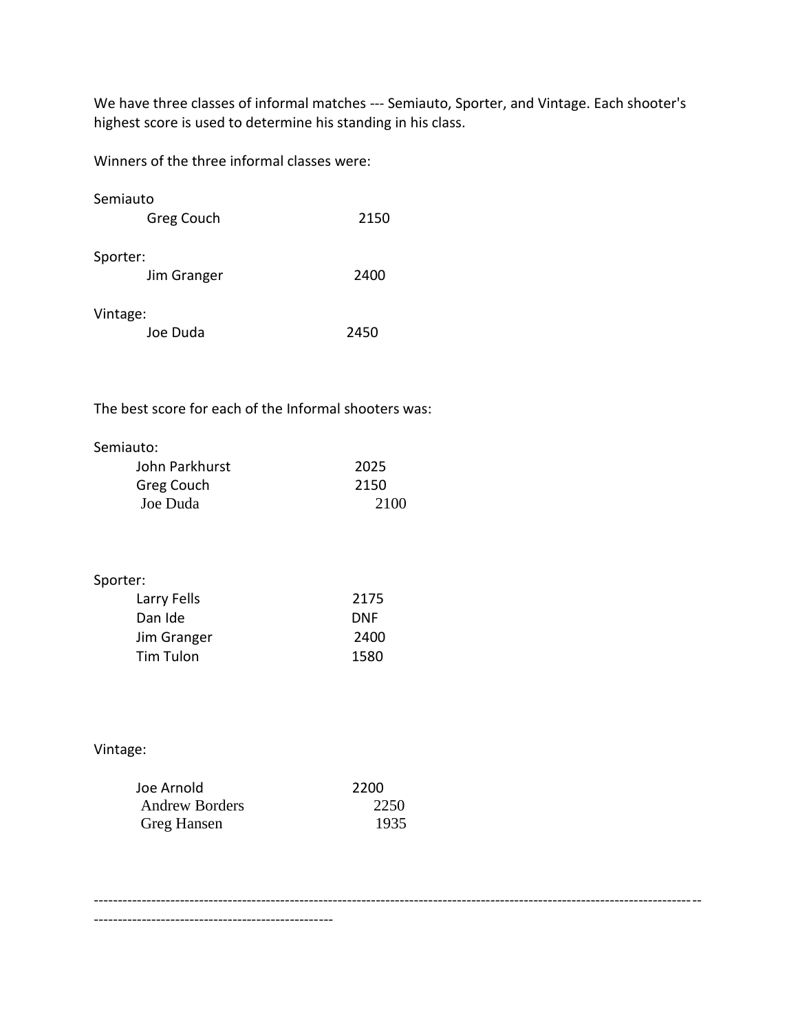We have three classes of informal matches --- Semiauto, Sporter, and Vintage. Each shooter's highest score is used to determine his standing in his class.

Winners of the three informal classes were:

Semiauto

| Greg Couch | 2150 |
|---|---|

Sporter:

| Jim Granger | 2400 |
|---|---|

Vintage:

| Joe Duda | 2450 |
|---|---|

The best score for each of the Informal shooters was:

Semiauto:

| John Parkhurst | 2025 |
|---|---|
| Greg Couch | 2150 |
| Joe Duda | 2100 |

Sporter:

| Larry Fells | 2175 |
|---|---|
| Dan Ide | DNF |
| Jim Granger | 2400 |
| Tim Tulon | 1580 |

Vintage:

| Joe Arnold | 2200 |
|---|---|
| Andrew Borders | 2250 |
| Greg Hansen | 1935 |

---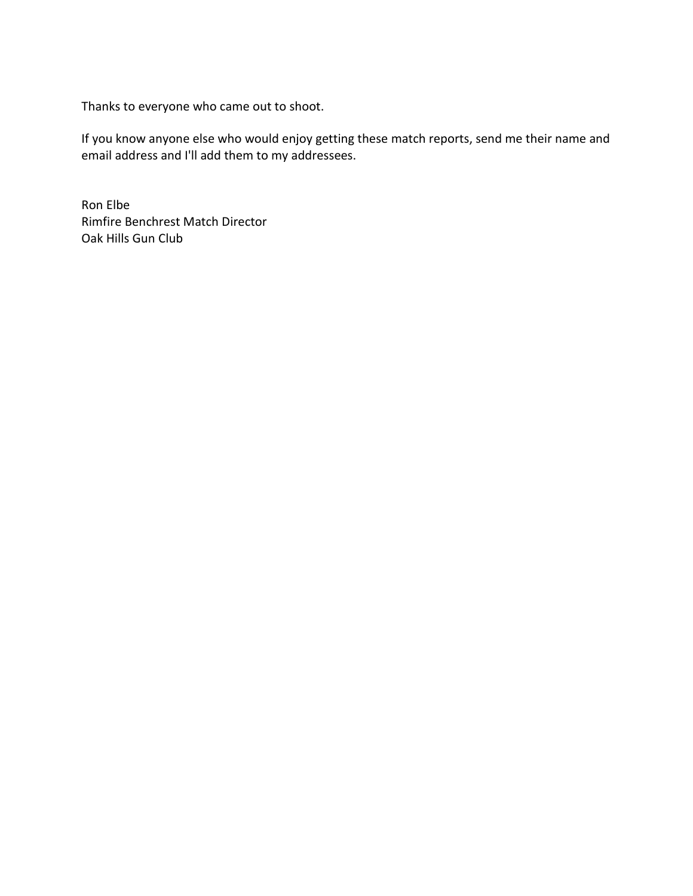Thanks to everyone who came out to shoot.

If you know anyone else who would enjoy getting these match reports, send me their name and email address and I'll add them to my addressees.

Ron Elbe  
Rimfire Benchrest Match Director  
Oak Hills Gun Club